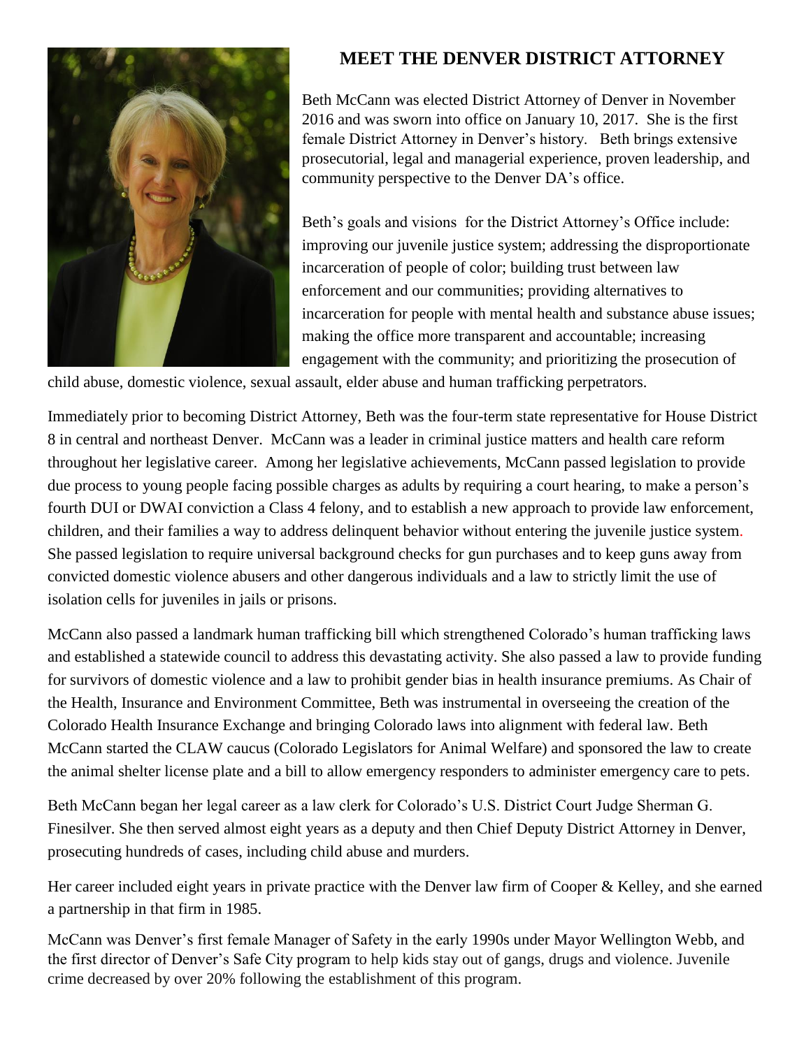## MEET THE DENVER DISTRICT ATTORNEY

Beth McCann was elected District Attorney of Denver in November 2016 and was sworn into office on January 10, 2017. She is the first female District Attorney in Denver's history. Beth brings extensive prosecutorial, legal and managerial experience, proven leadership, and community perspective to the Denver DA's office.

Beth's goals and visions for the District Attorney's Office include: improving our juvenile justice system; addressing the disproportionate incarceration of people of color; building trust between law enforcement and our communities; providing alternatives to incarceration for people with mental health and substance abuse issues; making the office more transparent and accountable; increasing engagement with the community; and prioritizing the prosecution of child abuse, domestic violence, sexual assault, elder abuse and human trafficking perpetrators.

Immediately prior to becoming District Attorney, Beth was the four-term state representative for House District 8 in central and northeast Denver. McCann was a leader in criminal justice matters and health care reform throughout her legislative career. Among her legislative achievements, McCann passed legislation to provide due process to young people facing possible charges as adults by requiring a court hearing, to make a person's fourth DUI or DWAI conviction a Class 4 felony, and to establish a new approach to provide law enforcement, children, and their families a way to address delinquent behavior without entering the juvenile justice system. She passed legislation to require universal background checks for gun purchases and to keep guns away from convicted domestic violence abusers and other dangerous individuals and a law to strictly limit the use of isolation cells for juveniles in jails or prisons.

McCann also passed a landmark human trafficking bill which strengthened Colorado's human trafficking laws and established a statewide council to address this devastating activity. She also passed a law to provide funding for survivors of domestic violence and a law to prohibit gender bias in health insurance premiums. As Chair of the Health, Insurance and Environment Committee, Beth was instrumental in overseeing the creation of the Colorado Health Insurance Exchange and bringing Colorado laws into alignment with federal law. Beth McCann started the CLAW caucus (Colorado Legislators for Animal Welfare) and sponsored the law to create the animal shelter license plate and a bill to allow emergency responders to administer emergency care to pets.

Beth McCann began her legal career as a law clerk for Colorado's U.S. District Court Judge Sherman G. Finesilver. She then served almost eight years as a deputy and then Chief Deputy District Attorney in Denver, prosecuting hundreds of cases, including child abuse and murders.

Her career included eight years in private practice with the Denver law firm of Cooper & Kelley, and she earned a partnership in that firm in 1985.

McCann was Denver's first female Manager of Safety in the early 1990s under Mayor Wellington Webb, and the first director of Denver's Safe City program to help kids stay out of gangs, drugs and violence. Juvenile crime decreased by over 20% following the establishment of this program.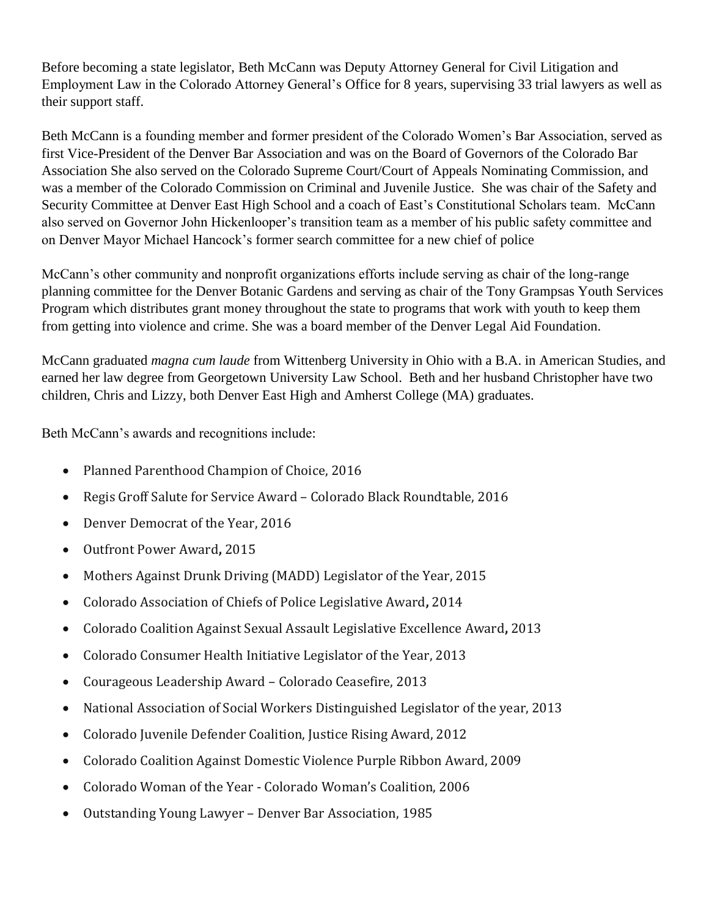Before becoming a state legislator, Beth McCann was Deputy Attorney General for Civil Litigation and Employment Law in the Colorado Attorney General's Office for 8 years, supervising 33 trial lawyers as well as their support staff.

Beth McCann is a founding member and former president of the Colorado Women's Bar Association, served as first Vice-President of the Denver Bar Association and was on the Board of Governors of the Colorado Bar Association She also served on the Colorado Supreme Court/Court of Appeals Nominating Commission, and was a member of the Colorado Commission on Criminal and Juvenile Justice. She was chair of the Safety and Security Committee at Denver East High School and a coach of East's Constitutional Scholars team. McCann also served on Governor John Hickenlooper's transition team as a member of his public safety committee and on Denver Mayor Michael Hancock's former search committee for a new chief of police

McCann's other community and nonprofit organizations efforts include serving as chair of the long-range planning committee for the Denver Botanic Gardens and serving as chair of the Tony Grampsas Youth Services Program which distributes grant money throughout the state to programs that work with youth to keep them from getting into violence and crime. She was a board member of the Denver Legal Aid Foundation.

McCann graduated *magna cum laude* from Wittenberg University in Ohio with a B.A. in American Studies, and earned her law degree from Georgetown University Law School. Beth and her husband Christopher have two children, Chris and Lizzy, both Denver East High and Amherst College (MA) graduates.

Beth McCann's awards and recognitions include:

- Planned Parenthood Champion of Choice, 2016
- Regis Groff Salute for Service Award – Colorado Black Roundtable, 2016
- Denver Democrat of the Year, 2016
- Outfront Power Award**,** 2015
- Mothers Against Drunk Driving (MADD) Legislator of the Year, 2015
- Colorado Association of Chiefs of Police Legislative Award**,** 2014
- Colorado Coalition Against Sexual Assault Legislative Excellence Award**,** 2013
- Colorado Consumer Health Initiative Legislator of the Year, 2013
- Courageous Leadership Award – Colorado Ceasefire, 2013
- National Association of Social Workers Distinguished Legislator of the year, 2013
- Colorado Juvenile Defender Coalition, Justice Rising Award, 2012
- Colorado Coalition Against Domestic Violence Purple Ribbon Award, 2009
- Colorado Woman of the Year - Colorado Woman's Coalition, 2006
- Outstanding Young Lawyer – Denver Bar Association, 1985